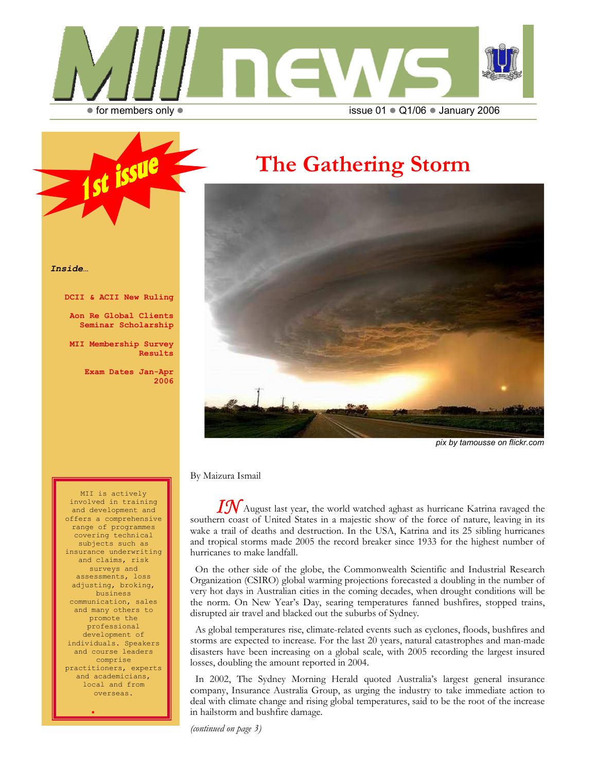# MII news

● for members only ●

issue 01 ● Q1/06 ● January 2006

1st issue

*Inside…*

**DCII & ACII New Ruling**

**Aon Re Global Clients Seminar Scholarship**

**MII Membership Survey Results**

**Exam Dates Jan-Apr 2006**

MII is actively involved in training and development and offers a comprehensive range of programmes covering technical subjects such as insurance underwriting and claims, risk surveys and assessments, loss adjusting, broking, business communication, sales and many others to promote the professional development of individuals. Speakers and course leaders comprise practitioners, experts and academicians, local and from overseas.

# The Gathering Storm

*pix by tamousse on flickr.com*

By Maizura Ismail

IN August last year, the world watched aghast as hurricane Katrina ravaged the southern coast of United States in a majestic show of the force of nature, leaving in its wake a trail of deaths and destruction. In the USA, Katrina and its 25 sibling hurricanes and tropical storms made 2005 the record breaker since 1933 for the highest number of hurricanes to make landfall.

On the other side of the globe, the Commonwealth Scientific and Industrial Research Organization (CSIRO) global warming projections forecasted a doubling in the number of very hot days in Australian cities in the coming decades, when drought conditions will be the norm. On New Year's Day, searing temperatures fanned bushfires, stopped trains, disrupted air travel and blacked out the suburbs of Sydney.

As global temperatures rise, climate-related events such as cyclones, floods, bushfires and storms are expected to increase. For the last 20 years, natural catastrophes and man-made disasters have been increasing on a global scale, with 2005 recording the largest insured losses, doubling the amount reported in 2004.

In 2002, The Sydney Morning Herald quoted Australia's largest general insurance company, Insurance Australia Group, as urging the industry to take immediate action to deal with climate change and rising global temperatures, said to be the root of the increase in hailstorm and bushfire damage.

*(continued on page 3)*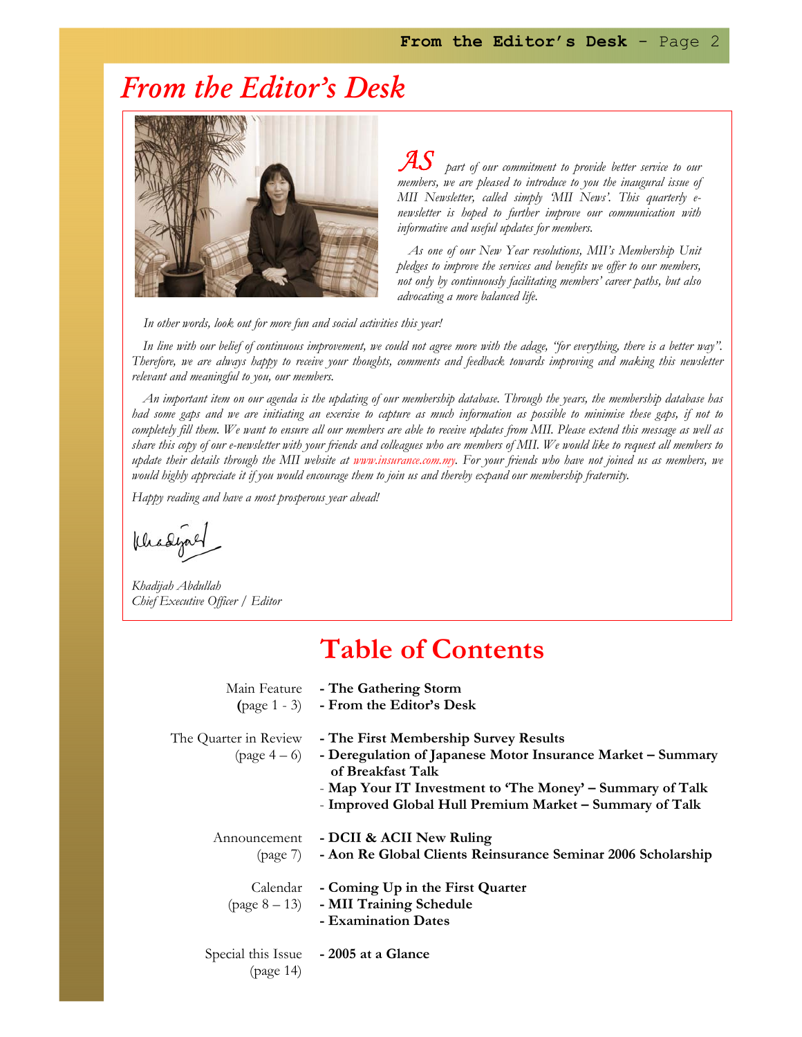# From the Editor's Desk

*AS part of our commitment to provide better service to our members, we are pleased to introduce to you the inaugural issue of MII Newsletter, called simply 'MII News'. This quarterly e-newsletter is hoped to further improve our communication with informative and useful updates for members.*

*As one of our New Year resolutions, MII's Membership Unit pledges to improve the services and benefits we offer to our members, not only by continuously facilitating members' career paths, but also advocating a more balanced life.*

*In other words, look out for more fun and social activities this year!*

*In line with our belief of continuous improvement, we could not agree more with the adage, "for everything, there is a better way". Therefore, we are always happy to receive your thoughts, comments and feedback towards improving and making this newsletter relevant and meaningful to you, our members.*

*An important item on our agenda is the updating of our membership database. Through the years, the membership database has had some gaps and we are initiating an exercise to capture as much information as possible to minimise these gaps, if not to completely fill them. We want to ensure all our members are able to receive updates from MII. Please extend this message as well as share this copy of our e-newsletter with your friends and colleagues who are members of MII. We would like to request all members to update their details through the MII website at www.insurance.com.my. For your friends who have not joined us as members, we would highly appreciate it if you would encourage them to join us and thereby expand our membership fraternity.*

*Happy reading and have a most prosperous year ahead!*

*Khadijah Abdullah*
*Chief Executive Officer / Editor*

# Table of Contents

| | |
|---|---|
| Main Feature (page 1 - 3) | **- The Gathering Storm**<br>**- From the Editor's Desk** |
| The Quarter in Review (page 4 – 6) | **- The First Membership Survey Results**<br>**- Deregulation of Japanese Motor Insurance Market – Summary of Breakfast Talk**<br>**- Map Your IT Investment to 'The Money' – Summary of Talk**<br>**- Improved Global Hull Premium Market – Summary of Talk** |
| Announcement (page 7) | **- DCII & ACII New Ruling**<br>**- Aon Re Global Clients Reinsurance Seminar 2006 Scholarship** |
| Calendar (page 8 – 13) | **- Coming Up in the First Quarter**<br>**- MII Training Schedule**<br>**- Examination Dates** |
| Special this Issue (page 14) | **- 2005 at a Glance** |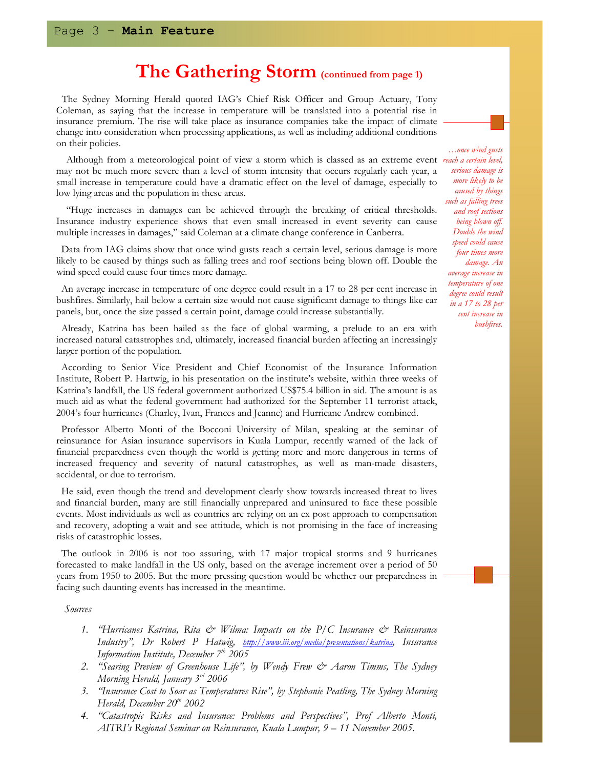# The Gathering Storm (continued from page 1)

The Sydney Morning Herald quoted IAG's Chief Risk Officer and Group Actuary, Tony Coleman, as saying that the increase in temperature will be translated into a potential rise in insurance premium. The rise will take place as insurance companies take the impact of climate change into consideration when processing applications, as well as including additional conditions on their policies.

Although from a meteorological point of view a storm which is classed as an extreme event may not be much more severe than a level of storm intensity that occurs regularly each year, a small increase in temperature could have a dramatic effect on the level of damage, especially to low lying areas and the population in these areas.

"Huge increases in damages can be achieved through the breaking of critical thresholds. Insurance industry experience shows that even small increased in event severity can cause multiple increases in damages," said Coleman at a climate change conference in Canberra.

Data from IAG claims show that once wind gusts reach a certain level, serious damage is more likely to be caused by things such as falling trees and roof sections being blown off. Double the wind speed could cause four times more damage.

An average increase in temperature of one degree could result in a 17 to 28 per cent increase in bushfires. Similarly, hail below a certain size would not cause significant damage to things like car panels, but, once the size passed a certain point, damage could increase substantially.

*…once wind gusts reach a certain level, serious damage is more likely to be caused by things such as falling trees and roof sections being blown off. Double the wind speed could cause four times more damage. An average increase in temperature of one degree could result in a 17 to 28 per cent increase in bushfires.*

Already, Katrina has been hailed as the face of global warming, a prelude to an era with increased natural catastrophes and, ultimately, increased financial burden affecting an increasingly larger portion of the population.

According to Senior Vice President and Chief Economist of the Insurance Information Institute, Robert P. Hartwig, in his presentation on the institute's website, within three weeks of Katrina's landfall, the US federal government authorized US$75.4 billion in aid. The amount is as much aid as what the federal government had authorized for the September 11 terrorist attack, 2004's four hurricanes (Charley, Ivan, Frances and Jeanne) and Hurricane Andrew combined.

Professor Alberto Monti of the Bocconi University of Milan, speaking at the seminar of reinsurance for Asian insurance supervisors in Kuala Lumpur, recently warned of the lack of financial preparedness even though the world is getting more and more dangerous in terms of increased frequency and severity of natural catastrophes, as well as man-made disasters, accidental, or due to terrorism.

He said, even though the trend and development clearly show towards increased threat to lives and financial burden, many are still financially unprepared and uninsured to face these possible events. Most individuals as well as countries are relying on an ex post approach to compensation and recovery, adopting a wait and see attitude, which is not promising in the face of increasing risks of catastrophic losses.

The outlook in 2006 is not too assuring, with 17 major tropical storms and 9 hurricanes forecasted to make landfall in the US only, based on the average increment over a period of 50 years from 1950 to 2005. But the more pressing question would be whether our preparedness in facing such daunting events has increased in the meantime.

*Sources*

1. *"Hurricanes Katrina, Rita & Wilma: Impacts on the P/C Insurance & Reinsurance Industry", Dr Robert P Hatwig, http://www.iii.org/media/presentations/katrina, Insurance Information Institute, December 7th 2005*
2. *"Searing Preview of Greenhouse Life", by Wendy Frew & Aaron Timms, The Sydney Morning Herald, January 3rd 2006*
3. *"Insurance Cost to Soar as Temperatures Rise", by Stephanie Peatling, The Sydney Morning Herald, December 20th 2002*
4. *"Catastropic Risks and Insurance: Problems and Perspectives", Prof Alberto Monti, AITRI's Regional Seminar on Reinsurance, Kuala Lumpur, 9 – 11 November 2005.*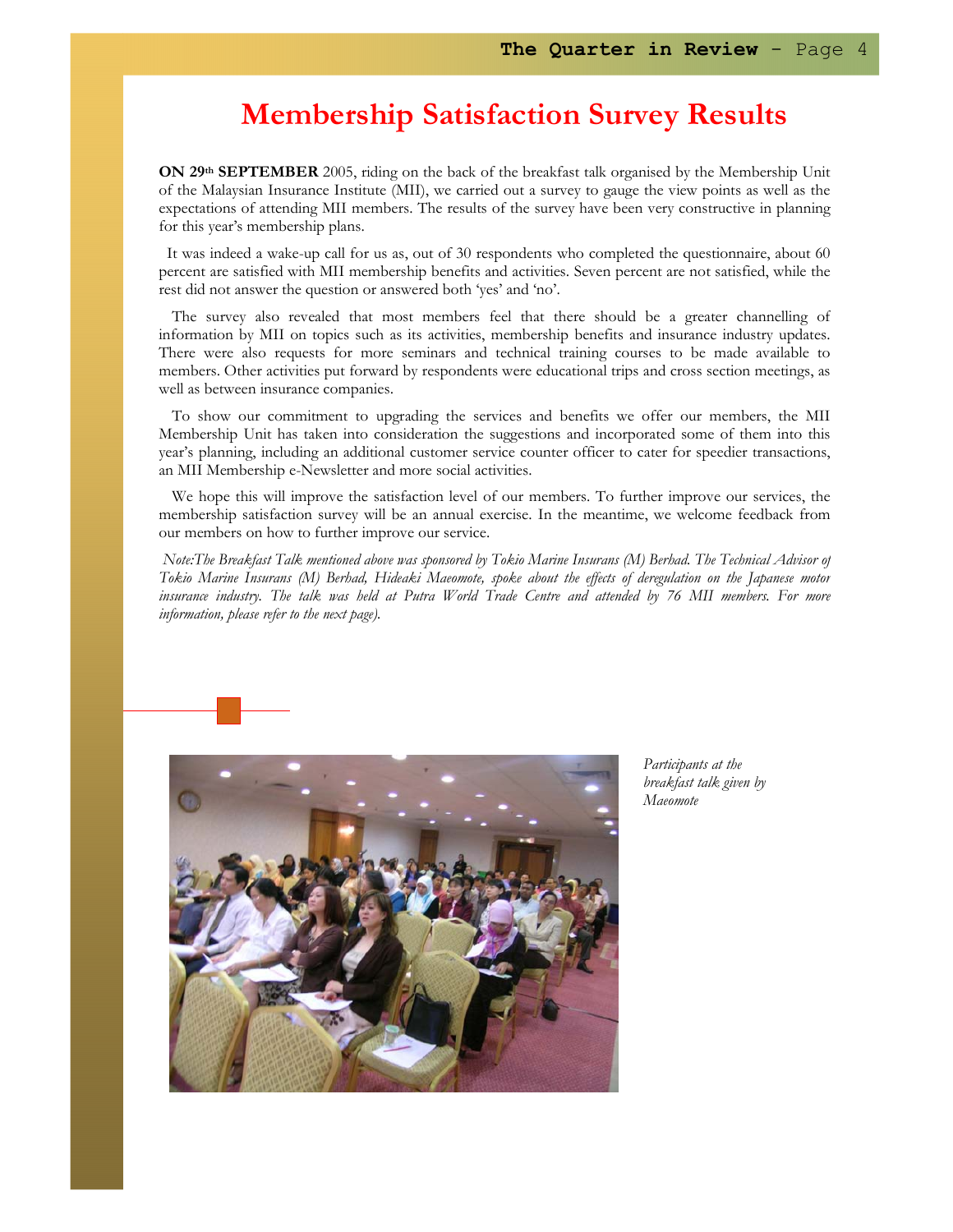# Membership Satisfaction Survey Results

**ON 29th SEPTEMBER** 2005, riding on the back of the breakfast talk organised by the Membership Unit of the Malaysian Insurance Institute (MII), we carried out a survey to gauge the view points as well as the expectations of attending MII members. The results of the survey have been very constructive in planning for this year's membership plans.

It was indeed a wake-up call for us as, out of 30 respondents who completed the questionnaire, about 60 percent are satisfied with MII membership benefits and activities. Seven percent are not satisfied, while the rest did not answer the question or answered both 'yes' and 'no'.

The survey also revealed that most members feel that there should be a greater channelling of information by MII on topics such as its activities, membership benefits and insurance industry updates. There were also requests for more seminars and technical training courses to be made available to members. Other activities put forward by respondents were educational trips and cross section meetings, as well as between insurance companies.

To show our commitment to upgrading the services and benefits we offer our members, the MII Membership Unit has taken into consideration the suggestions and incorporated some of them into this year's planning, including an additional customer service counter officer to cater for speedier transactions, an MII Membership e-Newsletter and more social activities.

We hope this will improve the satisfaction level of our members. To further improve our services, the membership satisfaction survey will be an annual exercise. In the meantime, we welcome feedback from our members on how to further improve our service.

*Note:The Breakfast Talk mentioned above was sponsored by Tokio Marine Insurans (M) Berhad. The Technical Advisor of Tokio Marine Insurans (M) Berhad, Hideaki Maeomote, spoke about the effects of deregulation on the Japanese motor insurance industry. The talk was held at Putra World Trade Centre and attended by 76 MII members. For more information, please refer to the next page).*

*Participants at the breakfast talk given by Maeomote*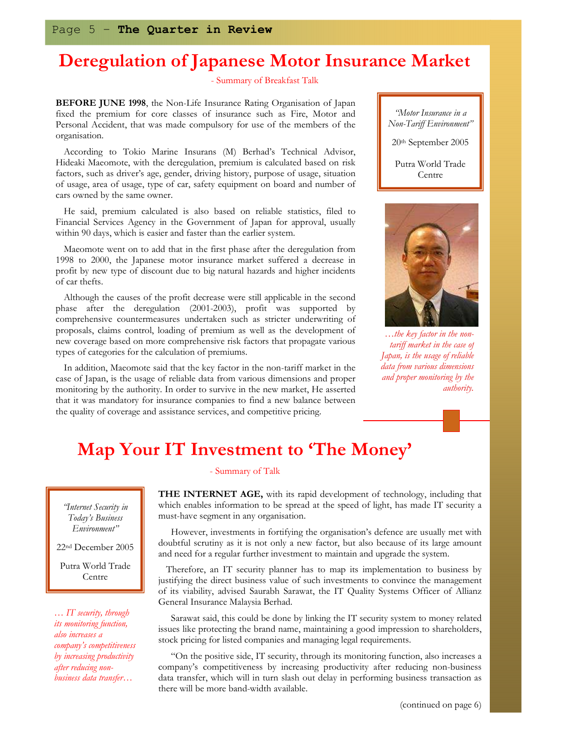# Deregulation of Japanese Motor Insurance Market

- Summary of Breakfast Talk

*"Motor Insurance in a Non-Tariff Environment"*

20th September 2005

Putra World Trade Centre

**BEFORE JUNE 1998**, the Non-Life Insurance Rating Organisation of Japan fixed the premium for core classes of insurance such as Fire, Motor and Personal Accident, that was made compulsory for use of the members of the organisation.

According to Tokio Marine Insurans (M) Berhad's Technical Advisor, Hideaki Maeomote, with the deregulation, premium is calculated based on risk factors, such as driver's age, gender, driving history, purpose of usage, situation of usage, area of usage, type of car, safety equipment on board and number of cars owned by the same owner.

He said, premium calculated is also based on reliable statistics, filed to Financial Services Agency in the Government of Japan for approval, usually within 90 days, which is easier and faster than the earlier system.

Maeomote went on to add that in the first phase after the deregulation from 1998 to 2000, the Japanese motor insurance market suffered a decrease in profit by new type of discount due to big natural hazards and higher incidents of car thefts.

Although the causes of the profit decrease were still applicable in the second phase after the deregulation (2001-2003), profit was supported by comprehensive countermeasures undertaken such as stricter underwriting of proposals, claims control, loading of premium as well as the development of new coverage based on more comprehensive risk factors that propagate various types of categories for the calculation of premiums.

In addition, Maeomote said that the key factor in the non-tariff market in the case of Japan, is the usage of reliable data from various dimensions and proper monitoring by the authority. In order to survive in the new market, He asserted that it was mandatory for insurance companies to find a new balance between the quality of coverage and assistance services, and competitive pricing.

*…the key factor in the non-tariff market in the case of Japan, is the usage of reliable data from various dimensions and proper monitoring by the authority.*

# Map Your IT Investment to 'The Money'

- Summary of Talk

*"Internet Security in Today's Business Environment"*

22nd December 2005

Putra World Trade Centre

**THE INTERNET AGE,** with its rapid development of technology, including that which enables information to be spread at the speed of light, has made IT security a must-have segment in any organisation.

However, investments in fortifying the organisation's defence are usually met with doubtful scrutiny as it is not only a new factor, but also because of its large amount and need for a regular further investment to maintain and upgrade the system.

Therefore, an IT security planner has to map its implementation to business by justifying the direct business value of such investments to convince the management of its viability, advised Saurabh Sarawat, the IT Quality Systems Officer of Allianz General Insurance Malaysia Berhad.

Sarawat said, this could be done by linking the IT security system to money related issues like protecting the brand name, maintaining a good impression to shareholders, stock pricing for listed companies and managing legal requirements.

"On the positive side, IT security, through its monitoring function, also increases a company's competitiveness by increasing productivity after reducing non-business data transfer, which will in turn slash out delay in performing business transaction as there will be more band-width available.

*… IT security, through its monitoring function, also increases a company's competitiveness by increasing productivity after reducing non-business data transfer…*

(continued on page 6)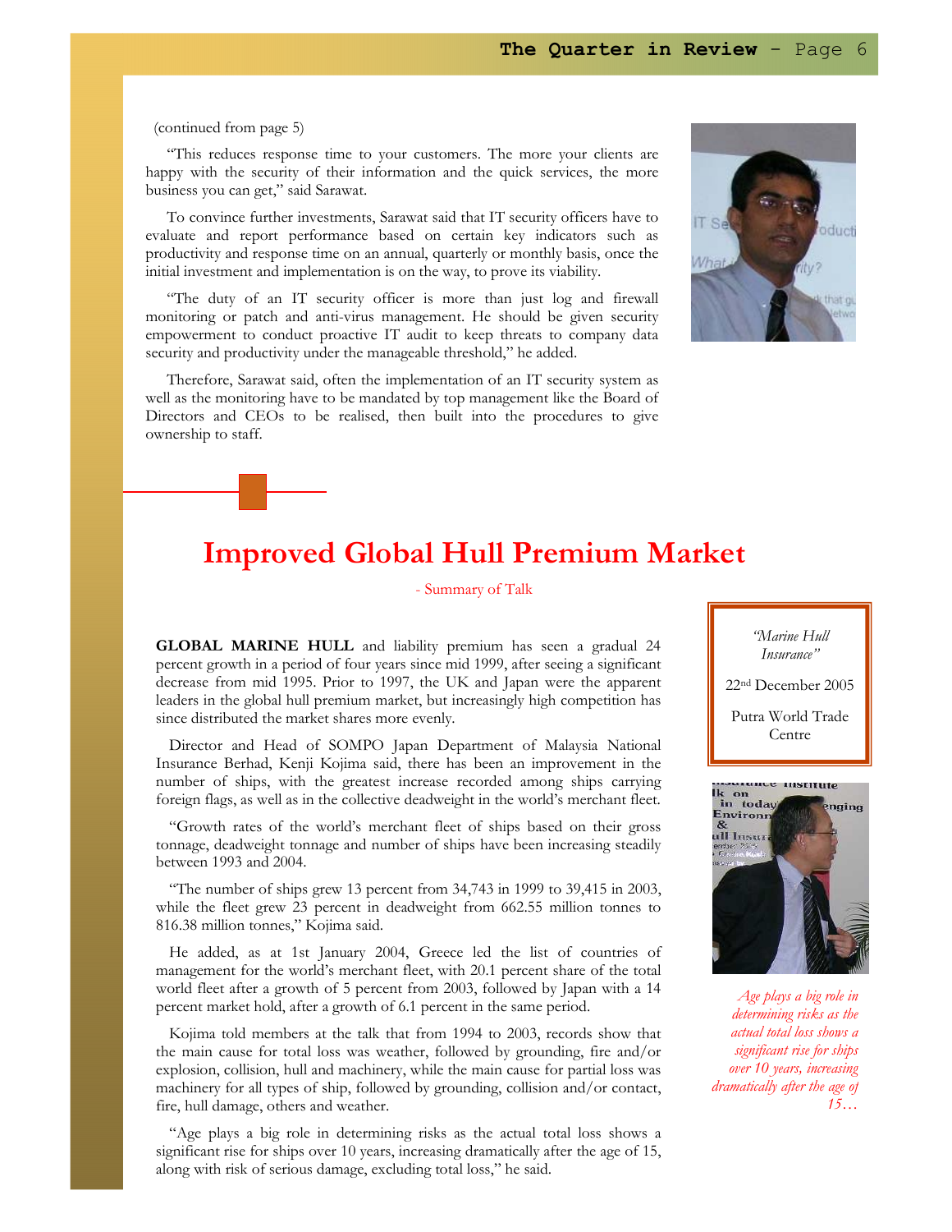(continued from page 5)

"This reduces response time to your customers. The more your clients are happy with the security of their information and the quick services, the more business you can get," said Sarawat.

To convince further investments, Sarawat said that IT security officers have to evaluate and report performance based on certain key indicators such as productivity and response time on an annual, quarterly or monthly basis, once the initial investment and implementation is on the way, to prove its viability.

"The duty of an IT security officer is more than just log and firewall monitoring or patch and anti-virus management. He should be given security empowerment to conduct proactive IT audit to keep threats to company data security and productivity under the manageable threshold," he added.

Therefore, Sarawat said, often the implementation of an IT security system as well as the monitoring have to be mandated by top management like the Board of Directors and CEOs to be realised, then built into the procedures to give ownership to staff.

# Improved Global Hull Premium Market

- Summary of Talk

*"Marine Hull Insurance"*

22nd December 2005

Putra World Trade Centre

**GLOBAL MARINE HULL** and liability premium has seen a gradual 24 percent growth in a period of four years since mid 1999, after seeing a significant decrease from mid 1995. Prior to 1997, the UK and Japan were the apparent leaders in the global hull premium market, but increasingly high competition has since distributed the market shares more evenly.

Director and Head of SOMPO Japan Department of Malaysia National Insurance Berhad, Kenji Kojima said, there has been an improvement in the number of ships, with the greatest increase recorded among ships carrying foreign flags, as well as in the collective deadweight in the world's merchant fleet.

"Growth rates of the world's merchant fleet of ships based on their gross tonnage, deadweight tonnage and number of ships have been increasing steadily between 1993 and 2004.

"The number of ships grew 13 percent from 34,743 in 1999 to 39,415 in 2003, while the fleet grew 23 percent in deadweight from 662.55 million tonnes to 816.38 million tonnes," Kojima said.

He added, as at 1st January 2004, Greece led the list of countries of management for the world's merchant fleet, with 20.1 percent share of the total world fleet after a growth of 5 percent from 2003, followed by Japan with a 14 percent market hold, after a growth of 6.1 percent in the same period.

Kojima told members at the talk that from 1994 to 2003, records show that the main cause for total loss was weather, followed by grounding, fire and/or explosion, collision, hull and machinery, while the main cause for partial loss was machinery for all types of ship, followed by grounding, collision and/or contact, fire, hull damage, others and weather.

*Age plays a big role in determining risks as the actual total loss shows a significant rise for ships over 10 years, increasing dramatically after the age of 15…*

"Age plays a big role in determining risks as the actual total loss shows a significant rise for ships over 10 years, increasing dramatically after the age of 15, along with risk of serious damage, excluding total loss," he said.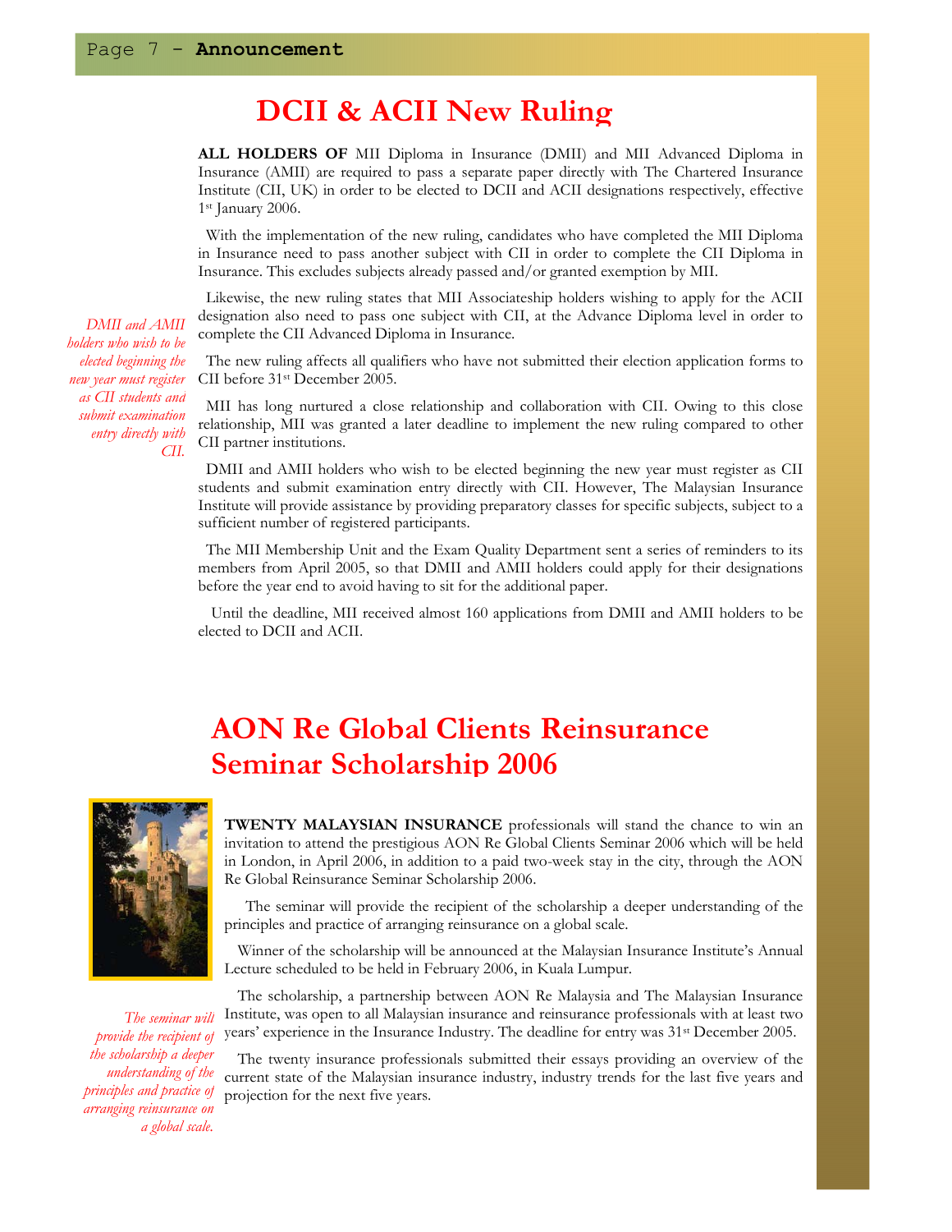# DCII & ACII New Ruling

**ALL HOLDERS OF** MII Diploma in Insurance (DMII) and MII Advanced Diploma in Insurance (AMII) are required to pass a separate paper directly with The Chartered Insurance Institute (CII, UK) in order to be elected to DCII and ACII designations respectively, effective 1st January 2006.

With the implementation of the new ruling, candidates who have completed the MII Diploma in Insurance need to pass another subject with CII in order to complete the CII Diploma in Insurance. This excludes subjects already passed and/or granted exemption by MII.

Likewise, the new ruling states that MII Associateship holders wishing to apply for the ACII designation also need to pass one subject with CII, at the Advance Diploma level in order to complete the CII Advanced Diploma in Insurance.

*DMII and AMII holders who wish to be elected beginning the new year must register as CII students and submit examination entry directly with CII.*

The new ruling affects all qualifiers who have not submitted their election application forms to CII before 31st December 2005.

MII has long nurtured a close relationship and collaboration with CII. Owing to this close relationship, MII was granted a later deadline to implement the new ruling compared to other CII partner institutions.

DMII and AMII holders who wish to be elected beginning the new year must register as CII students and submit examination entry directly with CII. However, The Malaysian Insurance Institute will provide assistance by providing preparatory classes for specific subjects, subject to a sufficient number of registered participants.

The MII Membership Unit and the Exam Quality Department sent a series of reminders to its members from April 2005, so that DMII and AMII holders could apply for their designations before the year end to avoid having to sit for the additional paper.

Until the deadline, MII received almost 160 applications from DMII and AMII holders to be elected to DCII and ACII.

# AON Re Global Clients Reinsurance Seminar Scholarship 2006

**TWENTY MALAYSIAN INSURANCE** professionals will stand the chance to win an invitation to attend the prestigious AON Re Global Clients Seminar 2006 which will be held in London, in April 2006, in addition to a paid two-week stay in the city, through the AON Re Global Reinsurance Seminar Scholarship 2006.

The seminar will provide the recipient of the scholarship a deeper understanding of the principles and practice of arranging reinsurance on a global scale.

Winner of the scholarship will be announced at the Malaysian Insurance Institute's Annual Lecture scheduled to be held in February 2006, in Kuala Lumpur.

*The seminar will provide the recipient of the scholarship a deeper understanding of the principles and practice of arranging reinsurance on a global scale.*

The scholarship, a partnership between AON Re Malaysia and The Malaysian Insurance Institute, was open to all Malaysian insurance and reinsurance professionals with at least two years' experience in the Insurance Industry. The deadline for entry was 31st December 2005.

The twenty insurance professionals submitted their essays providing an overview of the current state of the Malaysian insurance industry, industry trends for the last five years and projection for the next five years.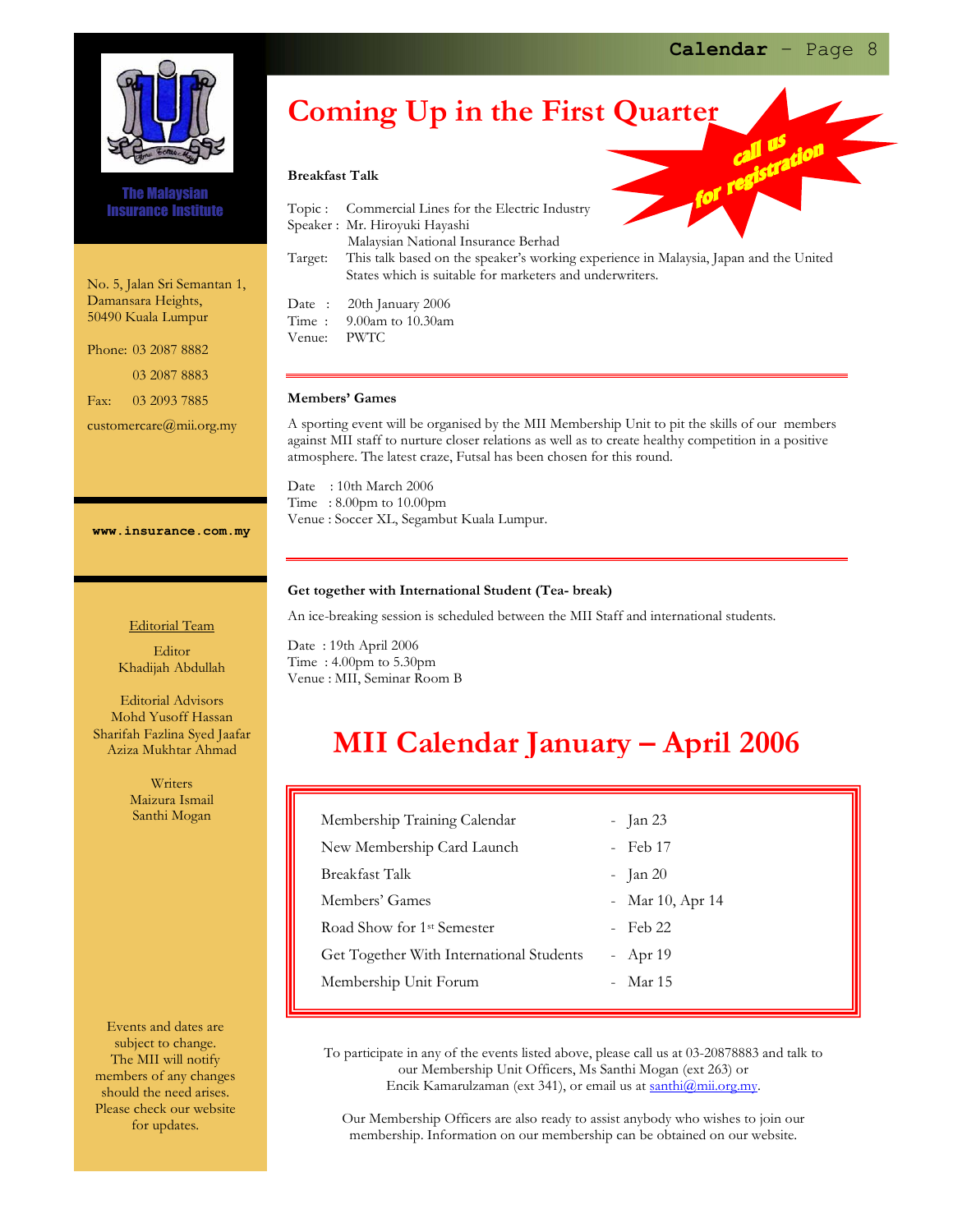The Malaysian Insurance Institute

No. 5, Jalan Sri Semantan 1,
Damansara Heights,
50490 Kuala Lumpur

Phone: 03 2087 8882
03 2087 8883
Fax: 03 2093 7885
customercare@mii.org.my

**www.insurance.com.my**

Editorial Team

Editor
Khadijah Abdullah

Editorial Advisors
Mohd Yusoff Hassan
Sharifah Fazlina Syed Jaafar
Aziza Mukhtar Ahmad

Writers
Maizura Ismail
Santhi Mogan

Events and dates are subject to change. The MII will notify members of any changes should the need arises. Please check our website for updates.

# Coming Up in the First Quarter

call us for registration

**Breakfast Talk**

Topic : Commercial Lines for the Electric Industry
Speaker : Mr. Hiroyuki Hayashi
Malaysian National Insurance Berhad
Target: This talk based on the speaker's working experience in Malaysia, Japan and the United States which is suitable for marketers and underwriters.

Date : 20th January 2006
Time : 9.00am to 10.30am
Venue: PWTC

---

**Members' Games**

A sporting event will be organised by the MII Membership Unit to pit the skills of our members against MII staff to nurture closer relations as well as to create healthy competition in a positive atmosphere. The latest craze, Futsal has been chosen for this round.

Date : 10th March 2006
Time : 8.00pm to 10.00pm
Venue : Soccer XL, Segambut Kuala Lumpur.

---

**Get together with International Student (Tea- break)**

An ice-breaking session is scheduled between the MII Staff and international students.

Date : 19th April 2006
Time : 4.00pm to 5.30pm
Venue : MII, Seminar Room B

# MII Calendar January – April 2006

| Event | Date |
|---|---|
| Membership Training Calendar | - Jan 23 |
| New Membership Card Launch | - Feb 17 |
| Breakfast Talk | - Jan 20 |
| Members' Games | - Mar 10, Apr 14 |
| Road Show for 1st Semester | - Feb 22 |
| Get Together With International Students | - Apr 19 |
| Membership Unit Forum | - Mar 15 |

To participate in any of the events listed above, please call us at 03-20878883 and talk to our Membership Unit Officers, Ms Santhi Mogan (ext 263) or Encik Kamarulzaman (ext 341), or email us at santhi@mii.org.my.

Our Membership Officers are also ready to assist anybody who wishes to join our membership. Information on our membership can be obtained on our website.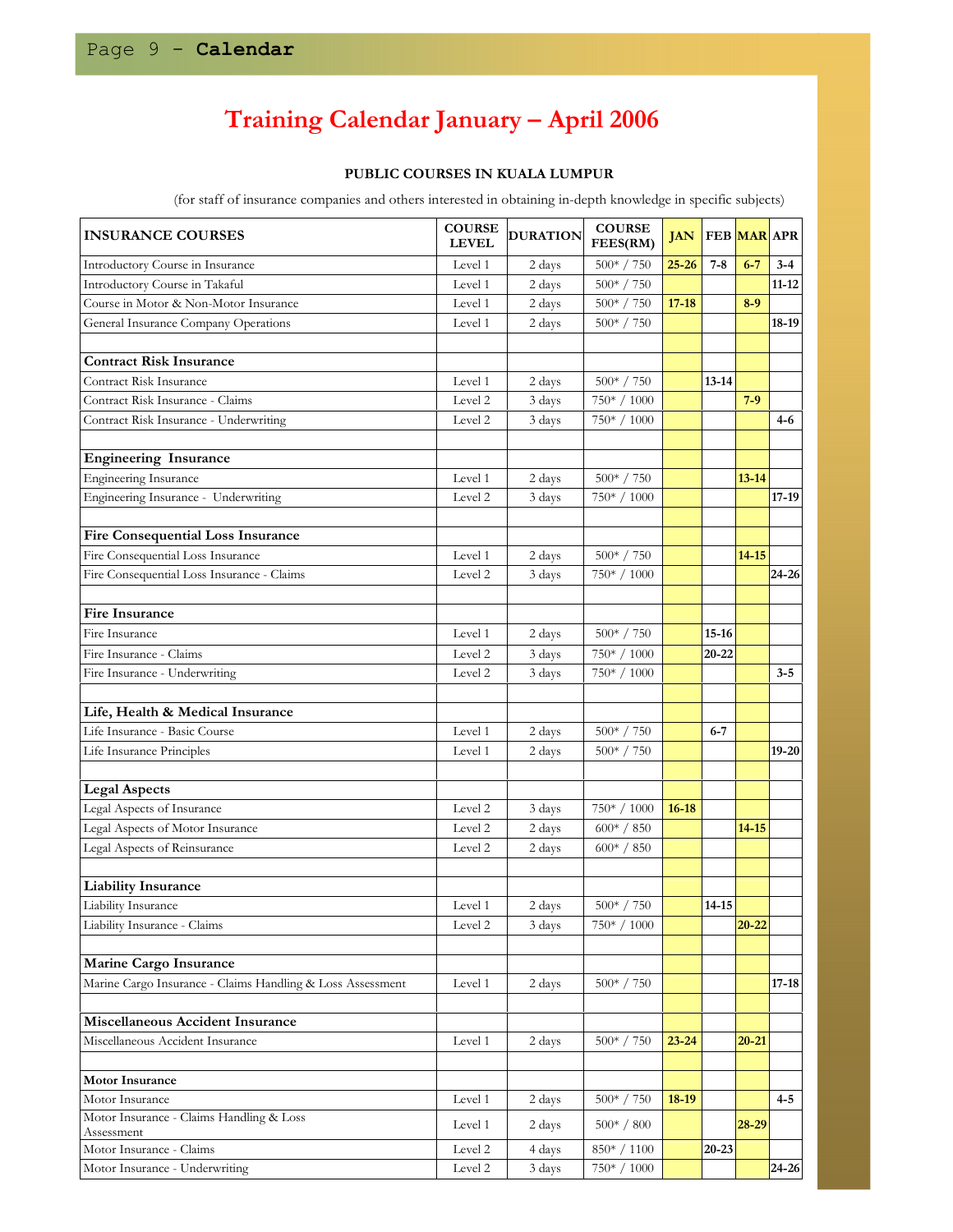# Training Calendar January – April 2006

**PUBLIC COURSES IN KUALA LUMPUR**

(for staff of insurance companies and others interested in obtaining in-depth knowledge in specific subjects)

| INSURANCE COURSES | COURSE LEVEL | DURATION | COURSE FEES(RM) | JAN | FEB | MAR | APR |
|---|---|---|---|---|---|---|---|
| Introductory Course in Insurance | Level 1 | 2 days | 500* / 750 | 25-26 | 7-8 | 6-7 | 3-4 |
| Introductory Course in Takaful | Level 1 | 2 days | 500* / 750 | | | | 11-12 |
| Course in Motor & Non-Motor Insurance | Level 1 | 2 days | 500* / 750 | 17-18 | | 8-9 | |
| General Insurance Company Operations | Level 1 | 2 days | 500* / 750 | | | | 18-19 |
| | | | | | | | |
| **Contract Risk Insurance** | | | | | | | |
| Contract Risk Insurance | Level 1 | 2 days | 500* / 750 | | 13-14 | | |
| Contract Risk Insurance - Claims | Level 2 | 3 days | 750* / 1000 | | | 7-9 | |
| Contract Risk Insurance - Underwriting | Level 2 | 3 days | 750* / 1000 | | | | 4-6 |
| | | | | | | | |
| **Engineering Insurance** | | | | | | | |
| Engineering Insurance | Level 1 | 2 days | 500* / 750 | | | 13-14 | |
| Engineering Insurance - Underwriting | Level 2 | 3 days | 750* / 1000 | | | | 17-19 |
| | | | | | | | |
| **Fire Consequential Loss Insurance** | | | | | | | |
| Fire Consequential Loss Insurance | Level 1 | 2 days | 500* / 750 | | | 14-15 | |
| Fire Consequential Loss Insurance - Claims | Level 2 | 3 days | 750* / 1000 | | | | 24-26 |
| | | | | | | | |
| **Fire Insurance** | | | | | | | |
| Fire Insurance | Level 1 | 2 days | 500* / 750 | | 15-16 | | |
| Fire Insurance - Claims | Level 2 | 3 days | 750* / 1000 | | 20-22 | | |
| Fire Insurance - Underwriting | Level 2 | 3 days | 750* / 1000 | | | | 3-5 |
| | | | | | | | |
| **Life, Health & Medical Insurance** | | | | | | | |
| Life Insurance - Basic Course | Level 1 | 2 days | 500* / 750 | | 6-7 | | |
| Life Insurance Principles | Level 1 | 2 days | 500* / 750 | | | | 19-20 |
| | | | | | | | |
| **Legal Aspects** | | | | | | | |
| Legal Aspects of Insurance | Level 2 | 3 days | 750* / 1000 | 16-18 | | | |
| Legal Aspects of Motor Insurance | Level 2 | 2 days | 600* / 850 | | | 14-15 | |
| Legal Aspects of Reinsurance | Level 2 | 2 days | 600* / 850 | | | | |
| | | | | | | | |
| **Liability Insurance** | | | | | | | |
| Liability Insurance | Level 1 | 2 days | 500* / 750 | | 14-15 | | |
| Liability Insurance - Claims | Level 2 | 3 days | 750* / 1000 | | | 20-22 | |
| | | | | | | | |
| **Marine Cargo Insurance** | | | | | | | |
| Marine Cargo Insurance - Claims Handling & Loss Assessment | Level 1 | 2 days | 500* / 750 | | | | 17-18 |
| | | | | | | | |
| **Miscellaneous Accident Insurance** | | | | | | | |
| Miscellaneous Accident Insurance | Level 1 | 2 days | 500* / 750 | 23-24 | | 20-21 | |
| | | | | | | | |
| **Motor Insurance** | | | | | | | |
| Motor Insurance | Level 1 | 2 days | 500* / 750 | 18-19 | | | 4-5 |
| Motor Insurance - Claims Handling & Loss Assessment | Level 1 | 2 days | 500* / 800 | | | 28-29 | |
| Motor Insurance - Claims | Level 2 | 4 days | 850* / 1100 | | 20-23 | | |
| Motor Insurance - Underwriting | Level 2 | 3 days | 750* / 1000 | | | | 24-26 |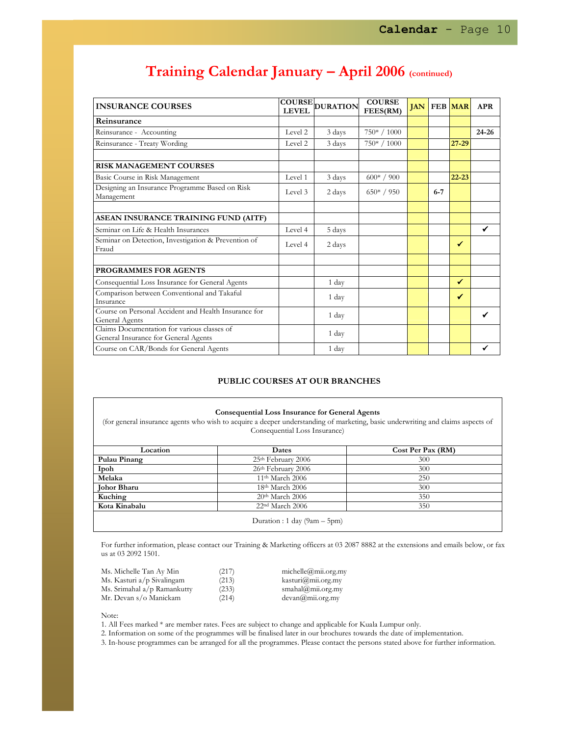# Training Calendar January – April 2006 (continued)

| INSURANCE COURSES | COURSE LEVEL | DURATION | COURSE FEES(RM) | JAN | FEB | MAR | APR |
|---|---|---|---|---|---|---|---|
| **Reinsurance** | | | | | | | |
| Reinsurance - Accounting | Level 2 | 3 days | 750* / 1000 | | | | **24-26** |
| Reinsurance - Treaty Wording | Level 2 | 3 days | 750* / 1000 | | | **27-29** | |
| | | | | | | | |
| **RISK MANAGEMENT COURSES** | | | | | | | |
| Basic Course in Risk Management | Level 1 | 3 days | 600* / 900 | | | **22-23** | |
| Designing an Insurance Programme Based on Risk Management | Level 3 | 2 days | 650* / 950 | | **6-7** | | |
| | | | | | | | |
| **ASEAN INSURANCE TRAINING FUND (AITF)** | | | | | | | |
| Seminar on Life & Health Insurances | Level 4 | 5 days | | | | | ✔ |
| Seminar on Detection, Investigation & Prevention of Fraud | Level 4 | 2 days | | | | ✔ | |
| | | | | | | | |
| **PROGRAMMES FOR AGENTS** | | | | | | | |
| Consequential Loss Insurance for General Agents | | 1 day | | | | ✔ | |
| Comparison between Conventional and Takaful Insurance | | 1 day | | | | ✔ | |
| Course on Personal Accident and Health Insurance for General Agents | | 1 day | | | | | ✔ |
| Claims Documentation for various classes of General Insurance for General Agents | | 1 day | | | | | |
| Course on CAR/Bonds for General Agents | | 1 day | | | | | ✔ |

## PUBLIC COURSES AT OUR BRANCHES

**Consequential Loss Insurance for General Agents**

(for general insurance agents who wish to acquire a deeper understanding of marketing, basic underwriting and claims aspects of Consequential Loss Insurance)

| Location | Dates | Cost Per Pax (RM) |
|---|---|---|
| **Pulau Pinang** | 25th February 2006 | 300 |
| **Ipoh** | 26th February 2006 | 300 |
| **Melaka** | 11th March 2006 | 250 |
| **Johor Bharu** | 18th March 2006 | 300 |
| **Kuching** | 20th March 2006 | 350 |
| **Kota Kinabalu** | 22nd March 2006 | 350 |

Duration : 1 day (9am – 5pm)

For further information, please contact our Training & Marketing officers at 03 2087 8882 at the extensions and emails below, or fax us at 03 2092 1501.

| | | |
|---|---|---|
| Ms. Michelle Tan Ay Min | (217) | michelle@mii.org.my |
| Ms. Kasturi a/p Sivalingam | (213) | kasturi@mii.org.my |
| Ms. Srimahal a/p Ramankutty | (233) | smahal@mii.org.my |
| Mr. Devan s/o Manickam | (214) | devan@mii.org.my |

Note:
1. All Fees marked * are member rates. Fees are subject to change and applicable for Kuala Lumpur only.
2. Information on some of the programmes will be finalised later in our brochures towards the date of implementation.
3. In-house programmes can be arranged for all the programmes. Please contact the persons stated above for further information.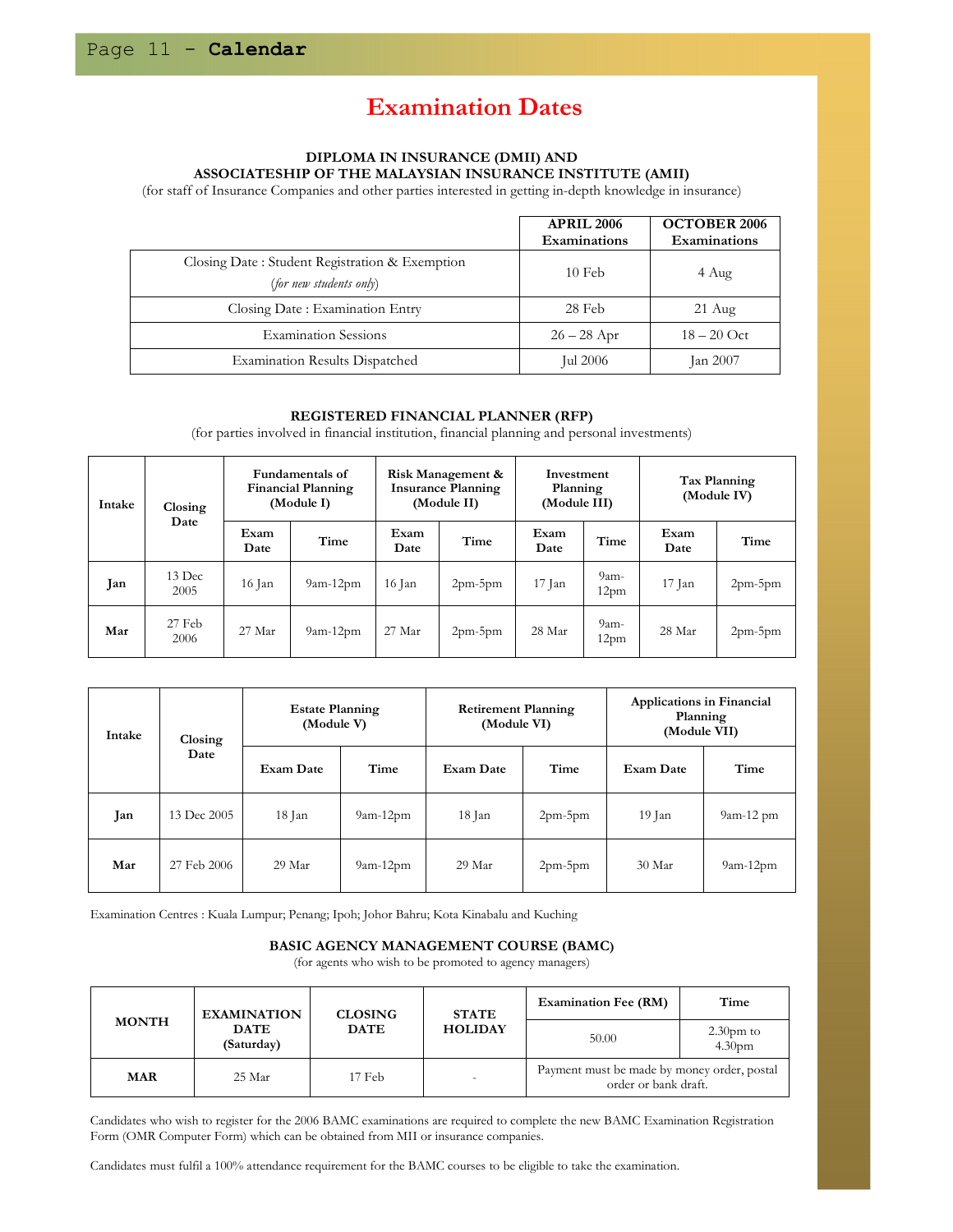# Examination Dates

### DIPLOMA IN INSURANCE (DMII) AND ASSOCIATESHIP OF THE MALAYSIAN INSURANCE INSTITUTE (AMII)

(for staff of Insurance Companies and other parties interested in getting in-depth knowledge in insurance)

| | APRIL 2006 Examinations | OCTOBER 2006 Examinations |
|---|---|---|
| Closing Date : Student Registration & Exemption *(for new students only)* | 10 Feb | 4 Aug |
| Closing Date : Examination Entry | 28 Feb | 21 Aug |
| Examination Sessions | 26 – 28 Apr | 18 – 20 Oct |
| Examination Results Dispatched | Jul 2006 | Jan 2007 |

### REGISTERED FINANCIAL PLANNER (RFP)

(for parties involved in financial institution, financial planning and personal investments)

| Intake | Closing Date | Fundamentals of Financial Planning (Module I) | | Risk Management & Insurance Planning (Module II) | | Investment Planning (Module III) | | Tax Planning (Module IV) | |
|---|---|---|---|---|---|---|---|---|---|
| | | Exam Date | Time | Exam Date | Time | Exam Date | Time | Exam Date | Time |
| **Jan** | 13 Dec 2005 | 16 Jan | 9am-12pm | 16 Jan | 2pm-5pm | 17 Jan | 9am-12pm | 17 Jan | 2pm-5pm |
| **Mar** | 27 Feb 2006 | 27 Mar | 9am-12pm | 27 Mar | 2pm-5pm | 28 Mar | 9am-12pm | 28 Mar | 2pm-5pm |

| Intake | Closing Date | Estate Planning (Module V) | | Retirement Planning (Module VI) | | Applications in Financial Planning (Module VII) | |
|---|---|---|---|---|---|---|---|
| | | Exam Date | Time | Exam Date | Time | Exam Date | Time |
| **Jan** | 13 Dec 2005 | 18 Jan | 9am-12pm | 18 Jan | 2pm-5pm | 19 Jan | 9am-12 pm |
| **Mar** | 27 Feb 2006 | 29 Mar | 9am-12pm | 29 Mar | 2pm-5pm | 30 Mar | 9am-12pm |

Examination Centres : Kuala Lumpur; Penang; Ipoh; Johor Bahru; Kota Kinabalu and Kuching

### BASIC AGENCY MANAGEMENT COURSE (BAMC)

(for agents who wish to be promoted to agency managers)

| MONTH | EXAMINATION DATE (Saturday) | CLOSING DATE | STATE HOLIDAY | Examination Fee (RM) | Time |
|---|---|---|---|---|---|
| | | | | 50.00 | 2.30pm to 4.30pm |
| **MAR** | 25 Mar | 17 Feb | - | Payment must be made by money order, postal order or bank draft. | |

Candidates who wish to register for the 2006 BAMC examinations are required to complete the new BAMC Examination Registration Form (OMR Computer Form) which can be obtained from MII or insurance companies.

Candidates must fulfil a 100% attendance requirement for the BAMC courses to be eligible to take the examination.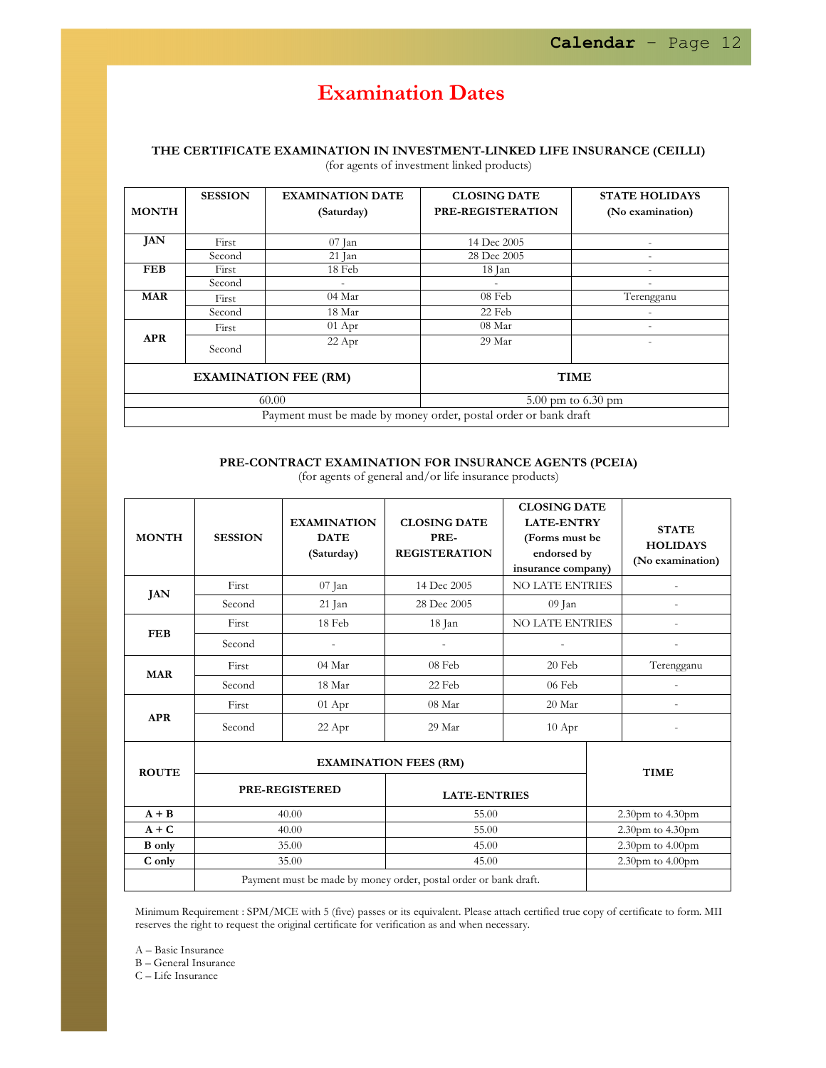# Examination Dates

### THE CERTIFICATE EXAMINATION IN INVESTMENT-LINKED LIFE INSURANCE (CEILLI)

(for agents of investment linked products)

| MONTH | SESSION | EXAMINATION DATE (Saturday) | CLOSING DATE PRE-REGISTRATION | STATE HOLIDAYS (No examination) |
|---|---|---|---|---|
| JAN | First | 07 Jan | 14 Dec 2005 | - |
| | Second | 21 Jan | 28 Dec 2005 | - |
| FEB | First | 18 Feb | 18 Jan | - |
| | Second | - | - | - |
| MAR | First | 04 Mar | 08 Feb | Terengganu |
| | Second | 18 Mar | 22 Feb | - |
| APR | First | 01 Apr | 08 Mar | - |
| | Second | 22 Apr | 29 Mar | - |
| **EXAMINATION FEE (RM)** | | | **TIME** | |
| 60.00 | | | 5.00 pm to 6.30 pm | |
| Payment must be made by money order, postal order or bank draft | | | | |

### PRE-CONTRACT EXAMINATION FOR INSURANCE AGENTS (PCEIA)

(for agents of general and/or life insurance products)

| MONTH | SESSION | EXAMINATION DATE (Saturday) | CLOSING DATE PRE-REGISTRATION | CLOSING DATE LATE-ENTRY (Forms must be endorsed by insurance company) | STATE HOLIDAYS (No examination) |
|---|---|---|---|---|---|
| JAN | First | 07 Jan | 14 Dec 2005 | NO LATE ENTRIES | - |
| | Second | 21 Jan | 28 Dec 2005 | 09 Jan | - |
| FEB | First | 18 Feb | 18 Jan | NO LATE ENTRIES | - |
| | Second | - | - | - | - |
| MAR | First | 04 Mar | 08 Feb | 20 Feb | Terengganu |
| | Second | 18 Mar | 22 Feb | 06 Feb | - |
| APR | First | 01 Apr | 08 Mar | 20 Mar | - |
| | Second | 22 Apr | 29 Mar | 10 Apr | - |

| ROUTE | EXAMINATION FEES (RM) | | TIME |
|---|---|---|---|
| | PRE-REGISTERED | LATE-ENTRIES | |
| A + B | 40.00 | 55.00 | 2.30pm to 4.30pm |
| A + C | 40.00 | 55.00 | 2.30pm to 4.30pm |
| B only | 35.00 | 45.00 | 2.30pm to 4.00pm |
| C only | 35.00 | 45.00 | 2.30pm to 4.00pm |
| | Payment must be made by money order, postal order or bank draft. | | |

Minimum Requirement : SPM/MCE with 5 (five) passes or its equivalent. Please attach certified true copy of certificate to form. MII reserves the right to request the original certificate for verification as and when necessary.

A – Basic Insurance
B – General Insurance
C – Life Insurance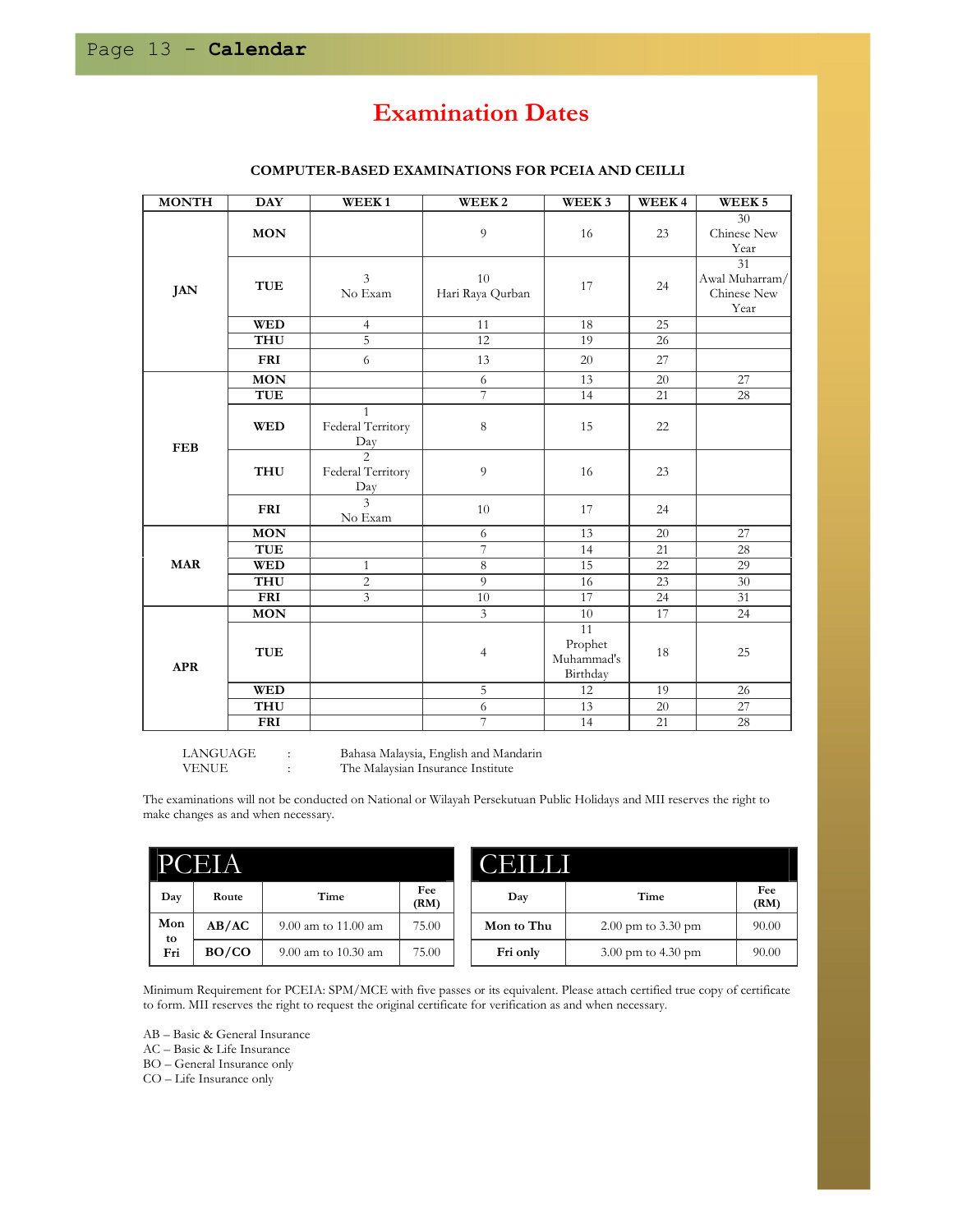# Examination Dates

**COMPUTER-BASED EXAMINATIONS FOR PCEIA AND CEILLI**

| MONTH | DAY | WEEK 1 | WEEK 2 | WEEK 3 | WEEK 4 | WEEK 5 |
|---|---|---|---|---|---|---|
| JAN | MON | | 9 | 16 | 23 | 30 Chinese New Year |
| | TUE | 3 No Exam | 10 Hari Raya Qurban | 17 | 24 | 31 Awal Muharram/ Chinese New Year |
| | WED | 4 | 11 | 18 | 25 | |
| | THU | 5 | 12 | 19 | 26 | |
| | FRI | 6 | 13 | 20 | 27 | |
| FEB | MON | | 6 | 13 | 20 | 27 |
| | TUE | | 7 | 14 | 21 | 28 |
| | WED | 1 Federal Territory Day | 8 | 15 | 22 | |
| | THU | 2 Federal Territory Day | 9 | 16 | 23 | |
| | FRI | 3 No Exam | 10 | 17 | 24 | |
| MAR | MON | | 6 | 13 | 20 | 27 |
| | TUE | | 7 | 14 | 21 | 28 |
| | WED | 1 | 8 | 15 | 22 | 29 |
| | THU | 2 | 9 | 16 | 23 | 30 |
| | FRI | 3 | 10 | 17 | 24 | 31 |
| APR | MON | | 3 | 10 | 17 | 24 |
| | TUE | | 4 | 11 Prophet Muhammad's Birthday | 18 | 25 |
| | WED | | 5 | 12 | 19 | 26 |
| | THU | | 6 | 13 | 20 | 27 |
| | FRI | | 7 | 14 | 21 | 28 |

LANGUAGE : Bahasa Malaysia, English and Mandarin
VENUE : The Malaysian Insurance Institute

The examinations will not be conducted on National or Wilayah Persekutuan Public Holidays and MII reserves the right to make changes as and when necessary.

## PCEIA

| Day | Route | Time | Fee (RM) |
|---|---|---|---|
| Mon to Fri | AB/AC | 9.00 am to 11.00 am | 75.00 |
| | BO/CO | 9.00 am to 10.30 am | 75.00 |

## CEILLI

| Day | Time | Fee (RM) |
|---|---|---|
| Mon to Thu | 2.00 pm to 3.30 pm | 90.00 |
| Fri only | 3.00 pm to 4.30 pm | 90.00 |

Minimum Requirement for PCEIA: SPM/MCE with five passes or its equivalent. Please attach certified true copy of certificate to form. MII reserves the right to request the original certificate for verification as and when necessary.

AB – Basic & General Insurance
AC – Basic & Life Insurance
BO – General Insurance only
CO – Life Insurance only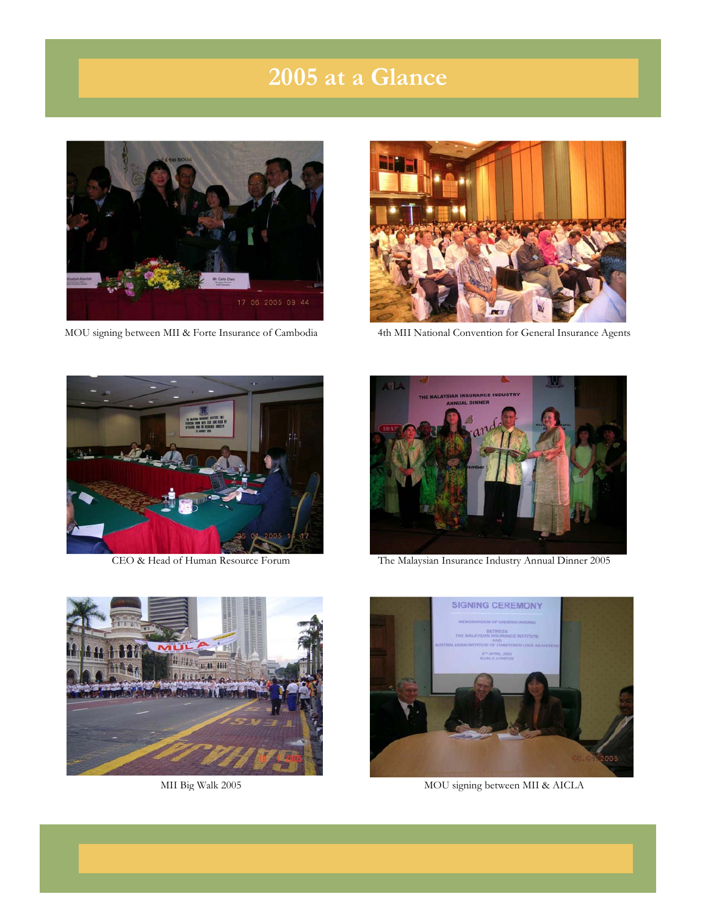# 2005 at a Glance

MOU signing between MII & Forte Insurance of Cambodia

4th MII National Convention for General Insurance Agents

CEO & Head of Human Resource Forum

The Malaysian Insurance Industry Annual Dinner 2005

MII Big Walk 2005

MOU signing between MII & AICLA